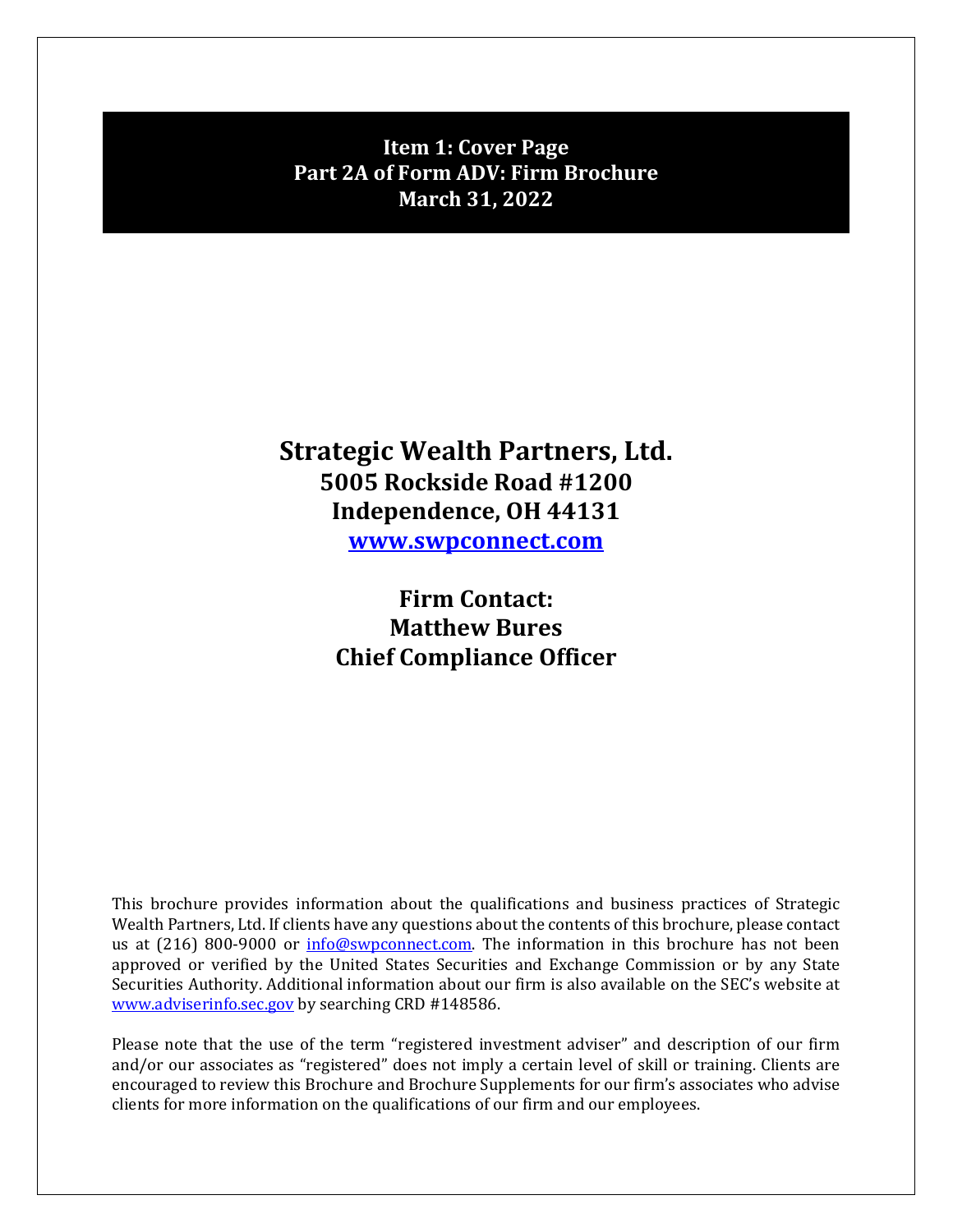# Item 1: Cover Page
# Part 2A of Form ADV: Firm Brochure
# March 31, 2022

## Strategic Wealth Partners, Ltd.
### 5005 Rockside Road #1200
### Independence, OH 44131
### [www.swpconnect.com](http://www.swpconnect.com)

### Firm Contact:
### Matthew Bures
### Chief Compliance Officer

This brochure provides information about the qualifications and business practices of Strategic Wealth Partners, Ltd. If clients have any questions about the contents of this brochure, please contact us at (216) 800-9000 or [info@swpconnect.com](mailto:info@swpconnect.com). The information in this brochure has not been approved or verified by the United States Securities and Exchange Commission or by any State Securities Authority. Additional information about our firm is also available on the SEC's website at [www.adviserinfo.sec.gov](http://www.adviserinfo.sec.gov) by searching CRD #148586.

Please note that the use of the term "registered investment adviser" and description of our firm and/or our associates as "registered" does not imply a certain level of skill or training. Clients are encouraged to review this Brochure and Brochure Supplements for our firm's associates who advise clients for more information on the qualifications of our firm and our employees.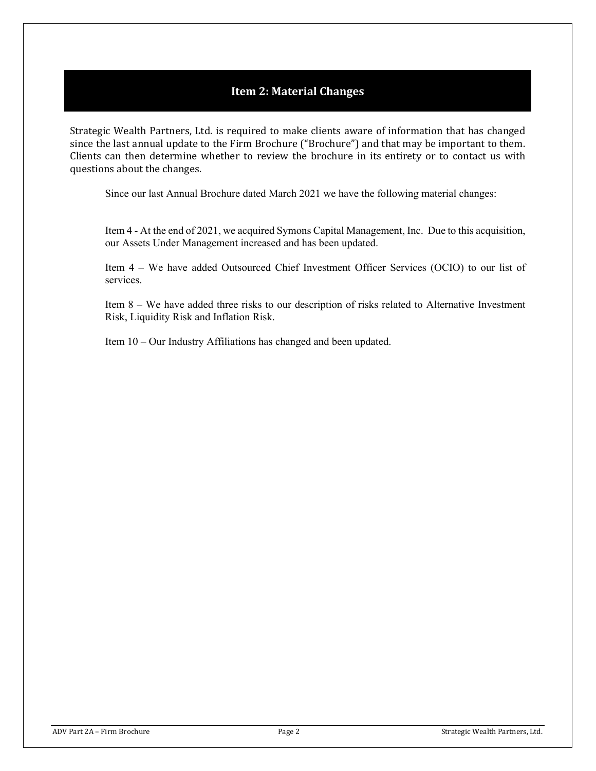## Item 2: Material Changes

Strategic Wealth Partners, Ltd. is required to make clients aware of information that has changed since the last annual update to the Firm Brochure ("Brochure") and that may be important to them. Clients can then determine whether to review the brochure in its entirety or to contact us with questions about the changes.

Since our last Annual Brochure dated March 2021 we have the following material changes:

Item 4 - At the end of 2021, we acquired Symons Capital Management, Inc. Due to this acquisition, our Assets Under Management increased and has been updated.

Item 4 – We have added Outsourced Chief Investment Officer Services (OCIO) to our list of services.

Item 8 – We have added three risks to our description of risks related to Alternative Investment Risk, Liquidity Risk and Inflation Risk.

Item 10 – Our Industry Affiliations has changed and been updated.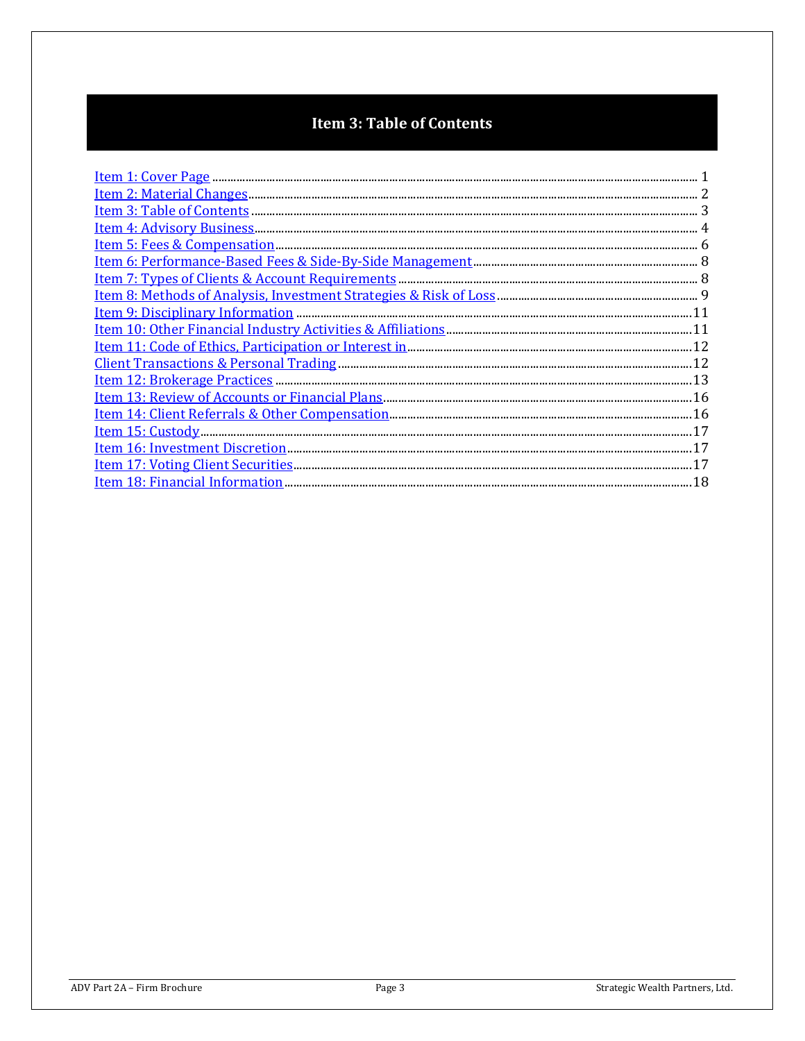# Item 3: Table of Contents

Item 1: Cover Page ........................................................................................................ 1
Item 2: Material Changes ................................................................................................. 2
Item 3: Table of Contents ................................................................................................. 3
Item 4: Advisory Business ................................................................................................ 4
Item 5: Fees & Compensation ........................................................................................... 6
Item 6: Performance-Based Fees & Side-By-Side Management ............................................. 8
Item 7: Types of Clients & Account Requirements ................................................................ 8
Item 8: Methods of Analysis, Investment Strategies & Risk of Loss ....................................... 9
Item 9: Disciplinary Information ...................................................................................... 11
Item 10: Other Financial Industry Activities & Affiliations .................................................. 11
Item 11: Code of Ethics, Participation or Interest in ........................................................... 12
Client Transactions & Personal Trading ............................................................................ 12
Item 12: Brokerage Practices ........................................................................................... 13
Item 13: Review of Accounts or Financial Plans ................................................................. 16
Item 14: Client Referrals & Other Compensation ............................................................... 16
Item 15: Custody ............................................................................................................ 17
Item 16: Investment Discretion ........................................................................................ 17
Item 17: Voting Client Securities ...................................................................................... 17
Item 18: Financial Information ........................................................................................ 18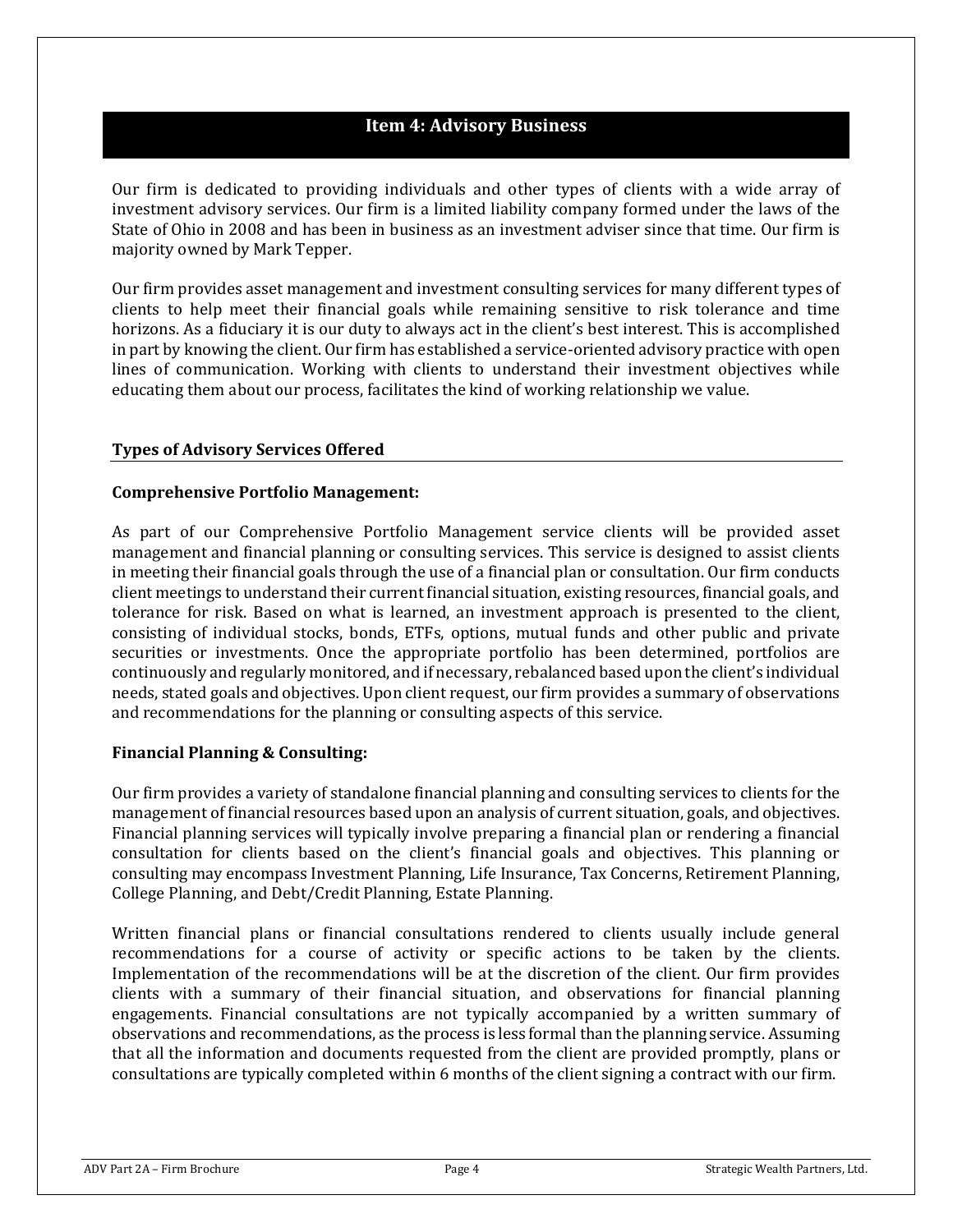## Item 4: Advisory Business

Our firm is dedicated to providing individuals and other types of clients with a wide array of investment advisory services. Our firm is a limited liability company formed under the laws of the State of Ohio in 2008 and has been in business as an investment adviser since that time. Our firm is majority owned by Mark Tepper.

Our firm provides asset management and investment consulting services for many different types of clients to help meet their financial goals while remaining sensitive to risk tolerance and time horizons. As a fiduciary it is our duty to always act in the client's best interest. This is accomplished in part by knowing the client. Our firm has established a service-oriented advisory practice with open lines of communication. Working with clients to understand their investment objectives while educating them about our process, facilitates the kind of working relationship we value.

### Types of Advisory Services Offered

**Comprehensive Portfolio Management:**

As part of our Comprehensive Portfolio Management service clients will be provided asset management and financial planning or consulting services. This service is designed to assist clients in meeting their financial goals through the use of a financial plan or consultation. Our firm conducts client meetings to understand their current financial situation, existing resources, financial goals, and tolerance for risk. Based on what is learned, an investment approach is presented to the client, consisting of individual stocks, bonds, ETFs, options, mutual funds and other public and private securities or investments. Once the appropriate portfolio has been determined, portfolios are continuously and regularly monitored, and if necessary, rebalanced based upon the client's individual needs, stated goals and objectives. Upon client request, our firm provides a summary of observations and recommendations for the planning or consulting aspects of this service.

**Financial Planning & Consulting:**

Our firm provides a variety of standalone financial planning and consulting services to clients for the management of financial resources based upon an analysis of current situation, goals, and objectives. Financial planning services will typically involve preparing a financial plan or rendering a financial consultation for clients based on the client's financial goals and objectives. This planning or consulting may encompass Investment Planning, Life Insurance, Tax Concerns, Retirement Planning, College Planning, and Debt/Credit Planning, Estate Planning.

Written financial plans or financial consultations rendered to clients usually include general recommendations for a course of activity or specific actions to be taken by the clients. Implementation of the recommendations will be at the discretion of the client. Our firm provides clients with a summary of their financial situation, and observations for financial planning engagements. Financial consultations are not typically accompanied by a written summary of observations and recommendations, as the process is less formal than the planning service. Assuming that all the information and documents requested from the client are provided promptly, plans or consultations are typically completed within 6 months of the client signing a contract with our firm.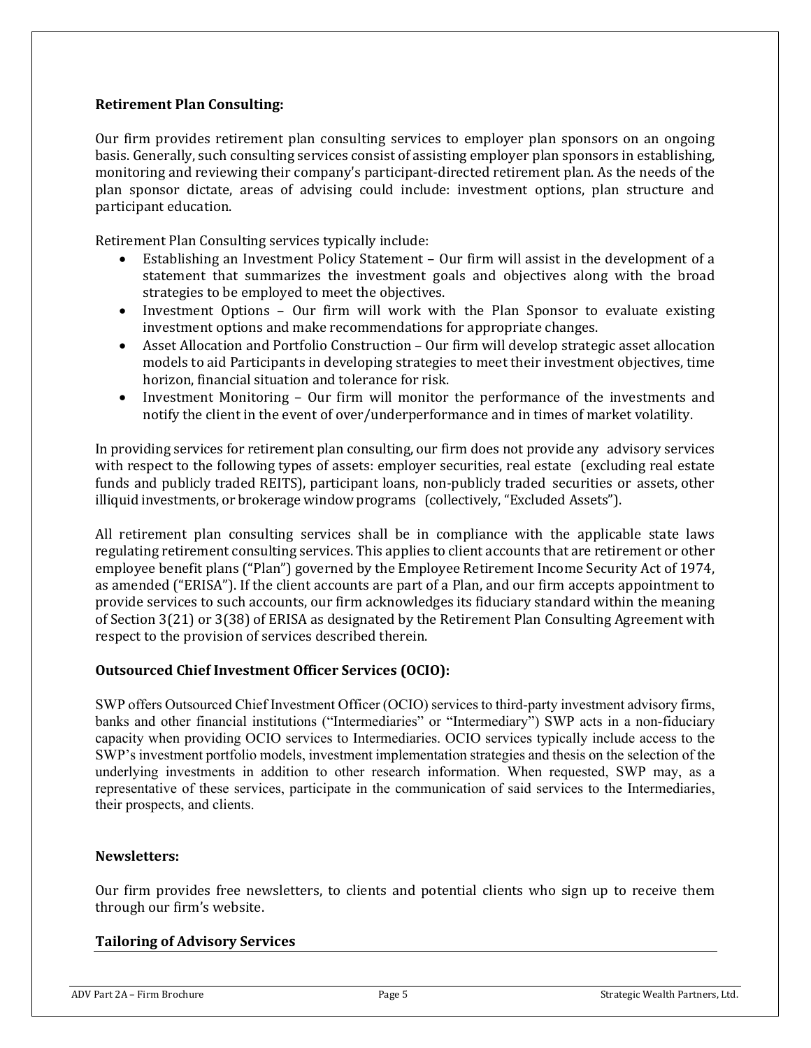**Retirement Plan Consulting:**

Our firm provides retirement plan consulting services to employer plan sponsors on an ongoing basis. Generally, such consulting services consist of assisting employer plan sponsors in establishing, monitoring and reviewing their company's participant-directed retirement plan. As the needs of the plan sponsor dictate, areas of advising could include: investment options, plan structure and participant education.

Retirement Plan Consulting services typically include:

- Establishing an Investment Policy Statement – Our firm will assist in the development of a statement that summarizes the investment goals and objectives along with the broad strategies to be employed to meet the objectives.
- Investment Options – Our firm will work with the Plan Sponsor to evaluate existing investment options and make recommendations for appropriate changes.
- Asset Allocation and Portfolio Construction – Our firm will develop strategic asset allocation models to aid Participants in developing strategies to meet their investment objectives, time horizon, financial situation and tolerance for risk.
- Investment Monitoring – Our firm will monitor the performance of the investments and notify the client in the event of over/underperformance and in times of market volatility.

In providing services for retirement plan consulting, our firm does not provide any advisory services with respect to the following types of assets: employer securities, real estate (excluding real estate funds and publicly traded REITS), participant loans, non-publicly traded securities or assets, other illiquid investments, or brokerage window programs (collectively, "Excluded Assets").

All retirement plan consulting services shall be in compliance with the applicable state laws regulating retirement consulting services. This applies to client accounts that are retirement or other employee benefit plans ("Plan") governed by the Employee Retirement Income Security Act of 1974, as amended ("ERISA"). If the client accounts are part of a Plan, and our firm accepts appointment to provide services to such accounts, our firm acknowledges its fiduciary standard within the meaning of Section 3(21) or 3(38) of ERISA as designated by the Retirement Plan Consulting Agreement with respect to the provision of services described therein.

**Outsourced Chief Investment Officer Services (OCIO):**

SWP offers Outsourced Chief Investment Officer (OCIO) services to third-party investment advisory firms, banks and other financial institutions ("Intermediaries" or "Intermediary") SWP acts in a non-fiduciary capacity when providing OCIO services to Intermediaries. OCIO services typically include access to the SWP's investment portfolio models, investment implementation strategies and thesis on the selection of the underlying investments in addition to other research information. When requested, SWP may, as a representative of these services, participate in the communication of said services to the Intermediaries, their prospects, and clients.

**Newsletters:**

Our firm provides free newsletters, to clients and potential clients who sign up to receive them through our firm's website.

## Tailoring of Advisory Services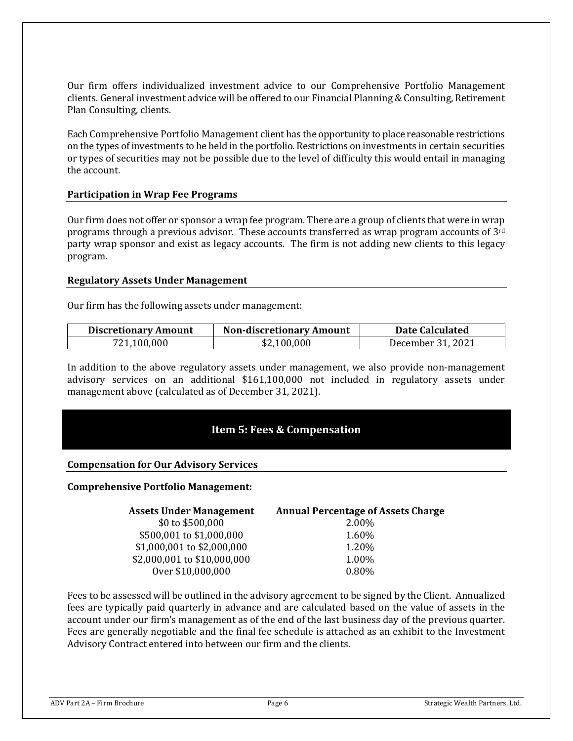Our firm offers individualized investment advice to our Comprehensive Portfolio Management clients. General investment advice will be offered to our Financial Planning & Consulting, Retirement Plan Consulting, clients.

Each Comprehensive Portfolio Management client has the opportunity to place reasonable restrictions on the types of investments to be held in the portfolio. Restrictions on investments in certain securities or types of securities may not be possible due to the level of difficulty this would entail in managing the account.

### Participation in Wrap Fee Programs

Our firm does not offer or sponsor a wrap fee program. There are a group of clients that were in wrap programs through a previous advisor. These accounts transferred as wrap program accounts of 3rd party wrap sponsor and exist as legacy accounts. The firm is not adding new clients to this legacy program.

### Regulatory Assets Under Management

Our firm has the following assets under management:

| Discretionary Amount | Non-discretionary Amount | Date Calculated |
|---|---|---|
| 721,100,000 | $2,100,000 | December 31, 2021 |

In addition to the above regulatory assets under management, we also provide non-management advisory services on an additional $161,100,000 not included in regulatory assets under management above (calculated as of December 31, 2021).

## Item 5: Fees & Compensation

### Compensation for Our Advisory Services

**Comprehensive Portfolio Management:**

| Assets Under Management | Annual Percentage of Assets Charge |
|---|---|
| $0 to $500,000 | 2.00% |
| $500,001 to $1,000,000 | 1.60% |
| $1,000,001 to $2,000,000 | 1.20% |
| $2,000,001 to $10,000,000 | 1.00% |
| Over $10,000,000 | 0.80% |

Fees to be assessed will be outlined in the advisory agreement to be signed by the Client. Annualized fees are typically paid quarterly in advance and are calculated based on the value of assets in the account under our firm's management as of the end of the last business day of the previous quarter. Fees are generally negotiable and the final fee schedule is attached as an exhibit to the Investment Advisory Contract entered into between our firm and the clients.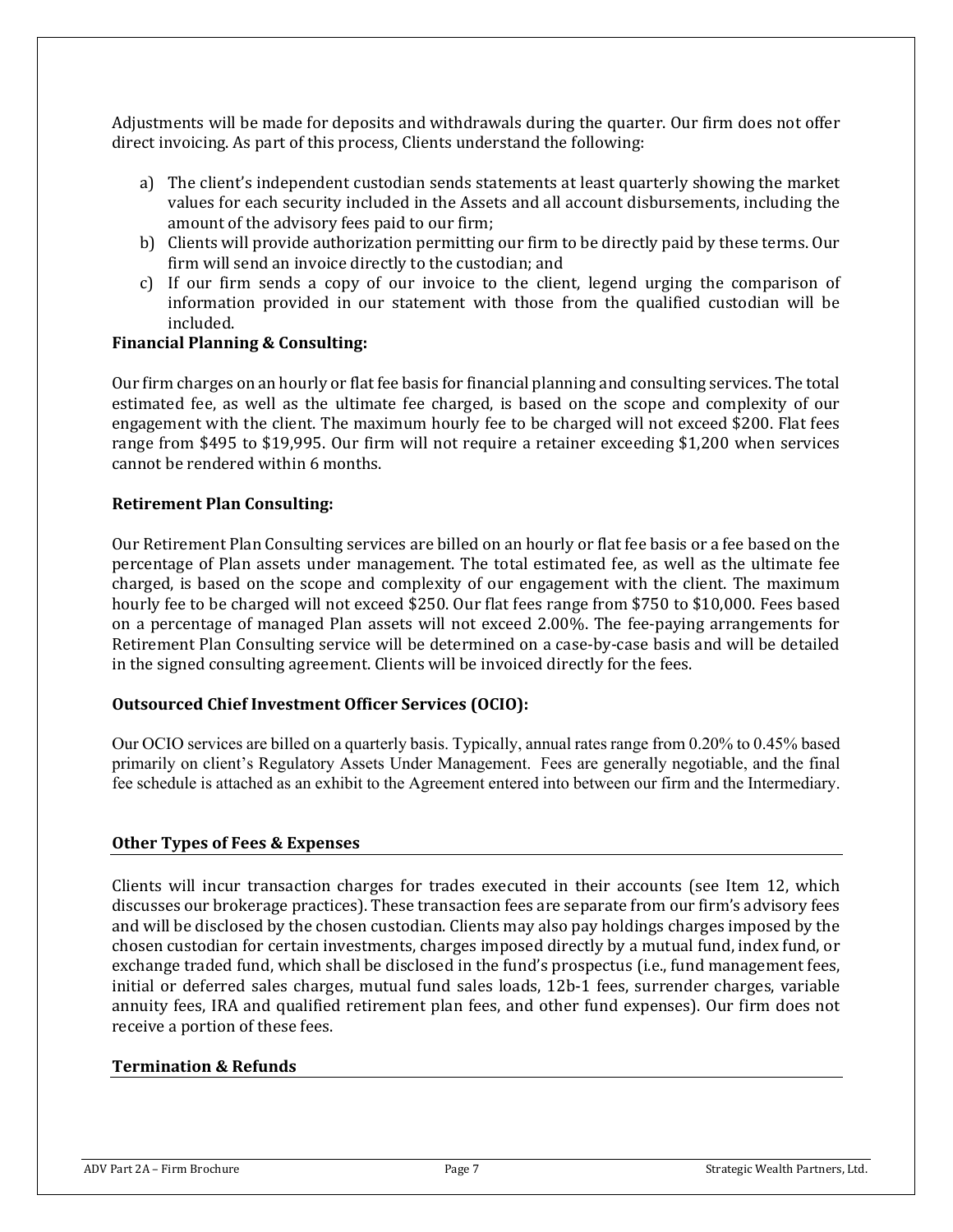Adjustments will be made for deposits and withdrawals during the quarter. Our firm does not offer direct invoicing. As part of this process, Clients understand the following:

a) The client's independent custodian sends statements at least quarterly showing the market values for each security included in the Assets and all account disbursements, including the amount of the advisory fees paid to our firm;
b) Clients will provide authorization permitting our firm to be directly paid by these terms. Our firm will send an invoice directly to the custodian; and
c) If our firm sends a copy of our invoice to the client, legend urging the comparison of information provided in our statement with those from the qualified custodian will be included.

**Financial Planning & Consulting:**

Our firm charges on an hourly or flat fee basis for financial planning and consulting services. The total estimated fee, as well as the ultimate fee charged, is based on the scope and complexity of our engagement with the client. The maximum hourly fee to be charged will not exceed $200. Flat fees range from $495 to $19,995. Our firm will not require a retainer exceeding $1,200 when services cannot be rendered within 6 months.

**Retirement Plan Consulting:**

Our Retirement Plan Consulting services are billed on an hourly or flat fee basis or a fee based on the percentage of Plan assets under management. The total estimated fee, as well as the ultimate fee charged, is based on the scope and complexity of our engagement with the client. The maximum hourly fee to be charged will not exceed $250. Our flat fees range from $750 to $10,000. Fees based on a percentage of managed Plan assets will not exceed 2.00%. The fee-paying arrangements for Retirement Plan Consulting service will be determined on a case-by-case basis and will be detailed in the signed consulting agreement. Clients will be invoiced directly for the fees.

**Outsourced Chief Investment Officer Services (OCIO):**

Our OCIO services are billed on a quarterly basis. Typically, annual rates range from 0.20% to 0.45% based primarily on client's Regulatory Assets Under Management. Fees are generally negotiable, and the final fee schedule is attached as an exhibit to the Agreement entered into between our firm and the Intermediary.

**Other Types of Fees & Expenses**

Clients will incur transaction charges for trades executed in their accounts (see Item 12, which discusses our brokerage practices). These transaction fees are separate from our firm's advisory fees and will be disclosed by the chosen custodian. Clients may also pay holdings charges imposed by the chosen custodian for certain investments, charges imposed directly by a mutual fund, index fund, or exchange traded fund, which shall be disclosed in the fund's prospectus (i.e., fund management fees, initial or deferred sales charges, mutual fund sales loads, 12b-1 fees, surrender charges, variable annuity fees, IRA and qualified retirement plan fees, and other fund expenses). Our firm does not receive a portion of these fees.

**Termination & Refunds**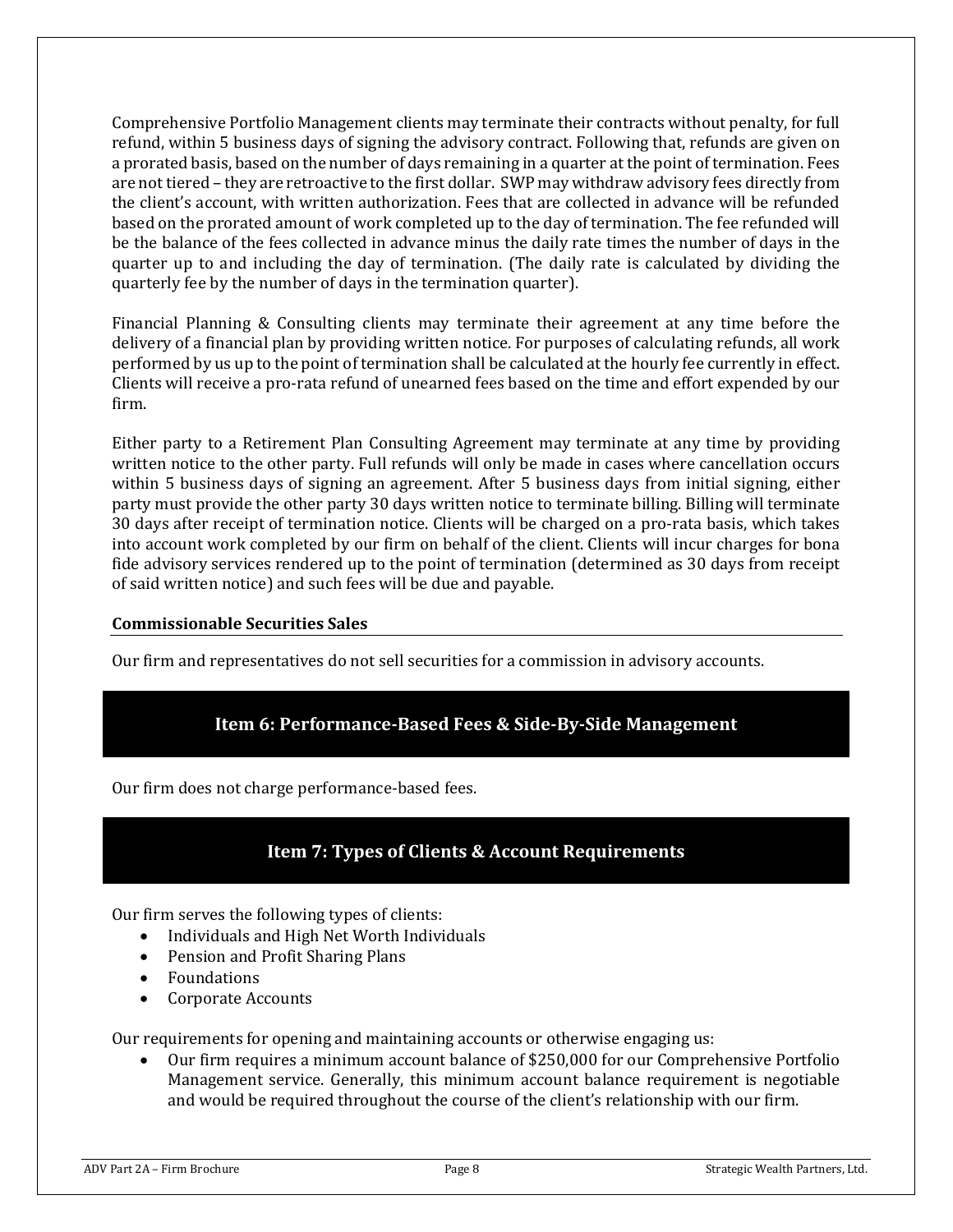Comprehensive Portfolio Management clients may terminate their contracts without penalty, for full refund, within 5 business days of signing the advisory contract. Following that, refunds are given on a prorated basis, based on the number of days remaining in a quarter at the point of termination. Fees are not tiered – they are retroactive to the first dollar. SWP may withdraw advisory fees directly from the client's account, with written authorization. Fees that are collected in advance will be refunded based on the prorated amount of work completed up to the day of termination. The fee refunded will be the balance of the fees collected in advance minus the daily rate times the number of days in the quarter up to and including the day of termination. (The daily rate is calculated by dividing the quarterly fee by the number of days in the termination quarter).

Financial Planning & Consulting clients may terminate their agreement at any time before the delivery of a financial plan by providing written notice. For purposes of calculating refunds, all work performed by us up to the point of termination shall be calculated at the hourly fee currently in effect. Clients will receive a pro-rata refund of unearned fees based on the time and effort expended by our firm.

Either party to a Retirement Plan Consulting Agreement may terminate at any time by providing written notice to the other party. Full refunds will only be made in cases where cancellation occurs within 5 business days of signing an agreement. After 5 business days from initial signing, either party must provide the other party 30 days written notice to terminate billing. Billing will terminate 30 days after receipt of termination notice. Clients will be charged on a pro-rata basis, which takes into account work completed by our firm on behalf of the client. Clients will incur charges for bona fide advisory services rendered up to the point of termination (determined as 30 days from receipt of said written notice) and such fees will be due and payable.

**Commissionable Securities Sales**

Our firm and representatives do not sell securities for a commission in advisory accounts.

## Item 6: Performance-Based Fees & Side-By-Side Management

Our firm does not charge performance-based fees.

## Item 7: Types of Clients & Account Requirements

Our firm serves the following types of clients:

- Individuals and High Net Worth Individuals
- Pension and Profit Sharing Plans
- Foundations
- Corporate Accounts

Our requirements for opening and maintaining accounts or otherwise engaging us:

- Our firm requires a minimum account balance of $250,000 for our Comprehensive Portfolio Management service. Generally, this minimum account balance requirement is negotiable and would be required throughout the course of the client's relationship with our firm.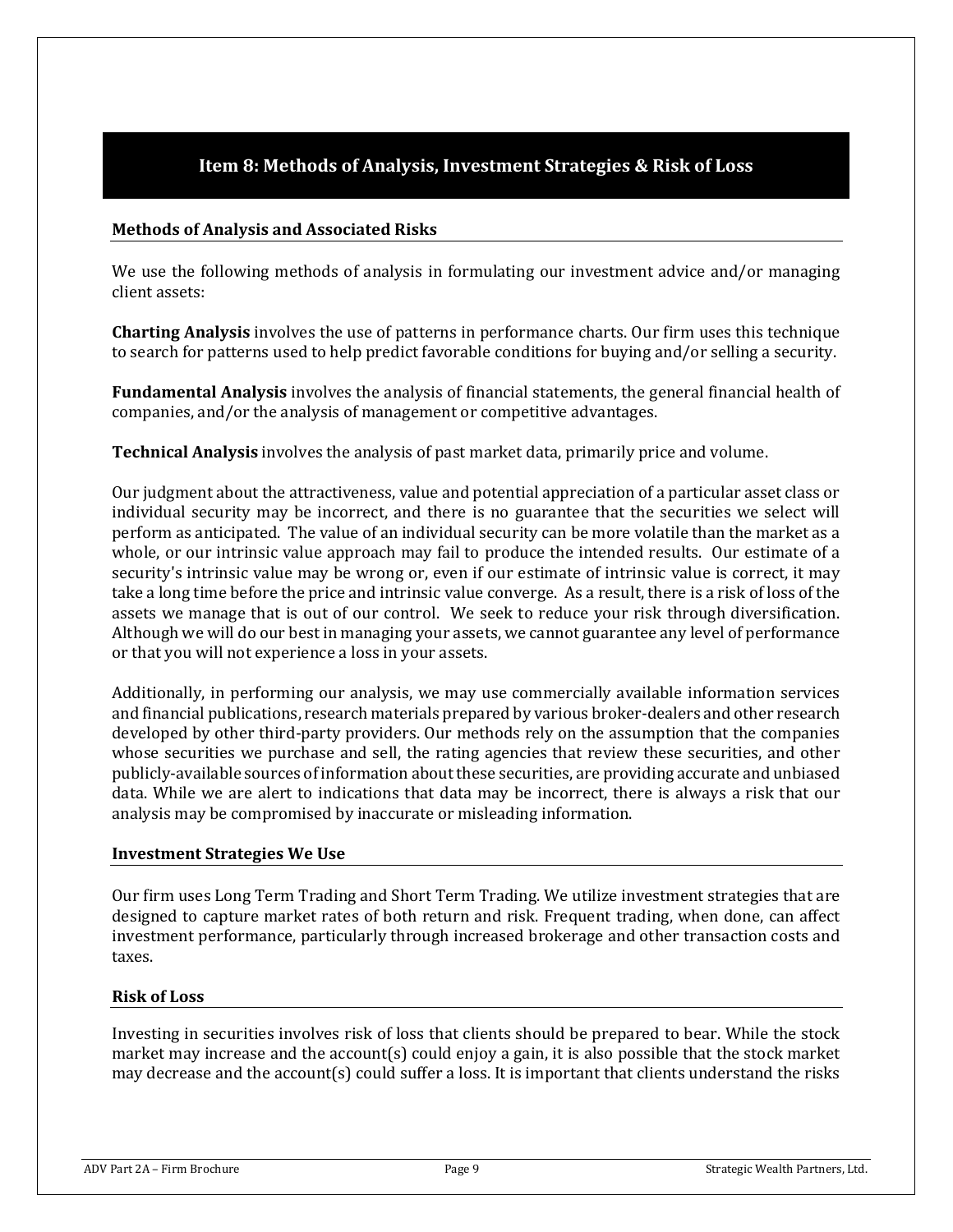## Item 8: Methods of Analysis, Investment Strategies & Risk of Loss

### Methods of Analysis and Associated Risks

We use the following methods of analysis in formulating our investment advice and/or managing client assets:

**Charting Analysis** involves the use of patterns in performance charts. Our firm uses this technique to search for patterns used to help predict favorable conditions for buying and/or selling a security.

**Fundamental Analysis** involves the analysis of financial statements, the general financial health of companies, and/or the analysis of management or competitive advantages.

**Technical Analysis** involves the analysis of past market data, primarily price and volume.

Our judgment about the attractiveness, value and potential appreciation of a particular asset class or individual security may be incorrect, and there is no guarantee that the securities we select will perform as anticipated. The value of an individual security can be more volatile than the market as a whole, or our intrinsic value approach may fail to produce the intended results. Our estimate of a security's intrinsic value may be wrong or, even if our estimate of intrinsic value is correct, it may take a long time before the price and intrinsic value converge. As a result, there is a risk of loss of the assets we manage that is out of our control. We seek to reduce your risk through diversification. Although we will do our best in managing your assets, we cannot guarantee any level of performance or that you will not experience a loss in your assets.

Additionally, in performing our analysis, we may use commercially available information services and financial publications, research materials prepared by various broker-dealers and other research developed by other third-party providers. Our methods rely on the assumption that the companies whose securities we purchase and sell, the rating agencies that review these securities, and other publicly-available sources of information about these securities, are providing accurate and unbiased data. While we are alert to indications that data may be incorrect, there is always a risk that our analysis may be compromised by inaccurate or misleading information.

### Investment Strategies We Use

Our firm uses Long Term Trading and Short Term Trading. We utilize investment strategies that are designed to capture market rates of both return and risk. Frequent trading, when done, can affect investment performance, particularly through increased brokerage and other transaction costs and taxes.

### Risk of Loss

Investing in securities involves risk of loss that clients should be prepared to bear. While the stock market may increase and the account(s) could enjoy a gain, it is also possible that the stock market may decrease and the account(s) could suffer a loss. It is important that clients understand the risks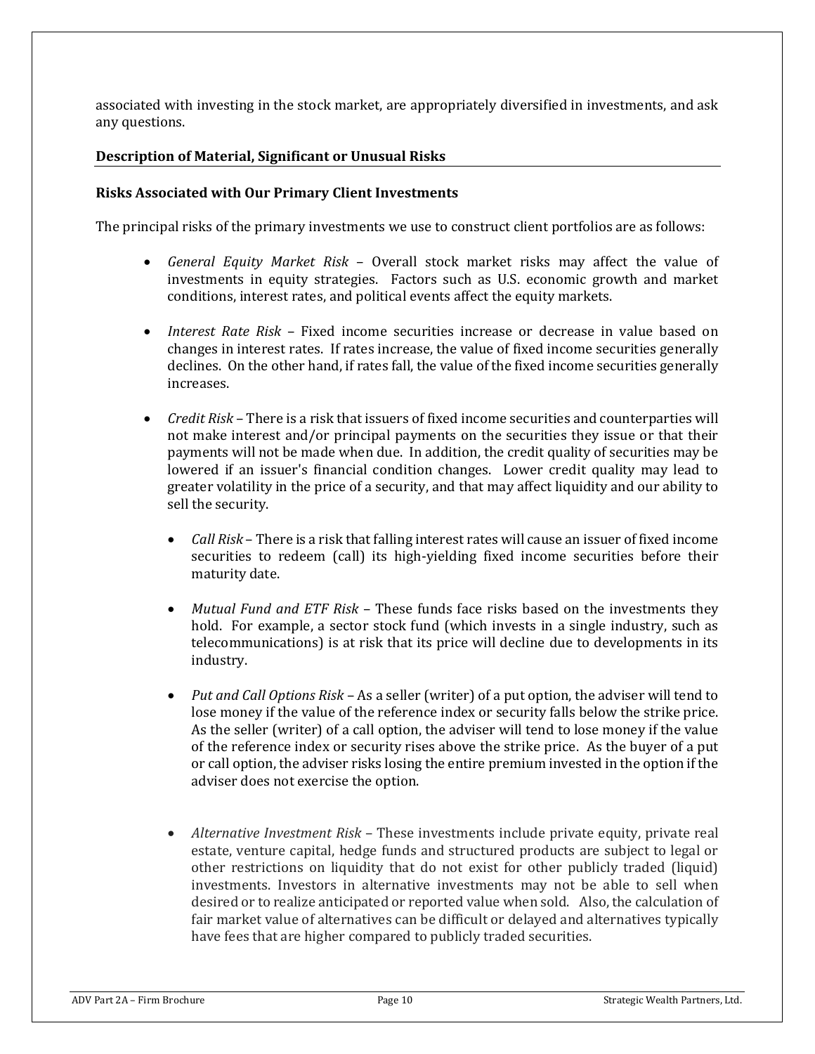associated with investing in the stock market, are appropriately diversified in investments, and ask any questions.

## Description of Material, Significant or Unusual Risks

### Risks Associated with Our Primary Client Investments

The principal risks of the primary investments we use to construct client portfolios are as follows:

- *General Equity Market Risk* – Overall stock market risks may affect the value of investments in equity strategies. Factors such as U.S. economic growth and market conditions, interest rates, and political events affect the equity markets.
- *Interest Rate Risk* – Fixed income securities increase or decrease in value based on changes in interest rates. If rates increase, the value of fixed income securities generally declines. On the other hand, if rates fall, the value of the fixed income securities generally increases.
- *Credit Risk* – There is a risk that issuers of fixed income securities and counterparties will not make interest and/or principal payments on the securities they issue or that their payments will not be made when due. In addition, the credit quality of securities may be lowered if an issuer's financial condition changes. Lower credit quality may lead to greater volatility in the price of a security, and that may affect liquidity and our ability to sell the security.
  - *Call Risk* – There is a risk that falling interest rates will cause an issuer of fixed income securities to redeem (call) its high-yielding fixed income securities before their maturity date.
  - *Mutual Fund and ETF Risk* – These funds face risks based on the investments they hold. For example, a sector stock fund (which invests in a single industry, such as telecommunications) is at risk that its price will decline due to developments in its industry.
  - *Put and Call Options Risk* – As a seller (writer) of a put option, the adviser will tend to lose money if the value of the reference index or security falls below the strike price. As the seller (writer) of a call option, the adviser will tend to lose money if the value of the reference index or security rises above the strike price. As the buyer of a put or call option, the adviser risks losing the entire premium invested in the option if the adviser does not exercise the option.
  - *Alternative Investment Risk* – These investments include private equity, private real estate, venture capital, hedge funds and structured products are subject to legal or other restrictions on liquidity that do not exist for other publicly traded (liquid) investments. Investors in alternative investments may not be able to sell when desired or to realize anticipated or reported value when sold. Also, the calculation of fair market value of alternatives can be difficult or delayed and alternatives typically have fees that are higher compared to publicly traded securities.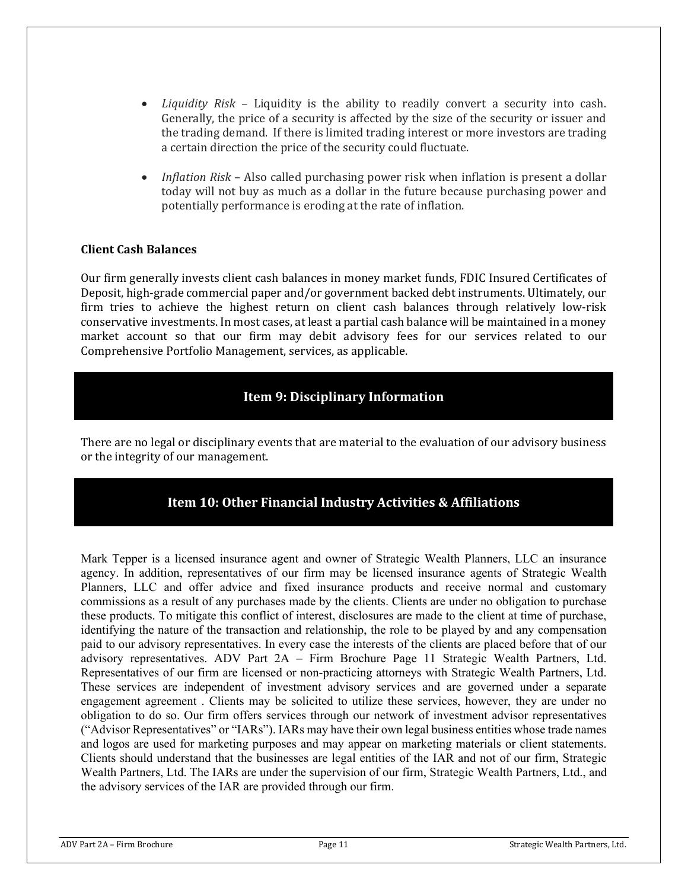- *Liquidity Risk* – Liquidity is the ability to readily convert a security into cash. Generally, the price of a security is affected by the size of the security or issuer and the trading demand. If there is limited trading interest or more investors are trading a certain direction the price of the security could fluctuate.

- *Inflation Risk* – Also called purchasing power risk when inflation is present a dollar today will not buy as much as a dollar in the future because purchasing power and potentially performance is eroding at the rate of inflation.

**Client Cash Balances**

Our firm generally invests client cash balances in money market funds, FDIC Insured Certificates of Deposit, high-grade commercial paper and/or government backed debt instruments. Ultimately, our firm tries to achieve the highest return on client cash balances through relatively low-risk conservative investments. In most cases, at least a partial cash balance will be maintained in a money market account so that our firm may debit advisory fees for our services related to our Comprehensive Portfolio Management, services, as applicable.

## Item 9: Disciplinary Information

There are no legal or disciplinary events that are material to the evaluation of our advisory business or the integrity of our management.

## Item 10: Other Financial Industry Activities & Affiliations

Mark Tepper is a licensed insurance agent and owner of Strategic Wealth Planners, LLC an insurance agency. In addition, representatives of our firm may be licensed insurance agents of Strategic Wealth Planners, LLC and offer advice and fixed insurance products and receive normal and customary commissions as a result of any purchases made by the clients. Clients are under no obligation to purchase these products. To mitigate this conflict of interest, disclosures are made to the client at time of purchase, identifying the nature of the transaction and relationship, the role to be played by and any compensation paid to our advisory representatives. In every case the interests of the clients are placed before that of our advisory representatives. ADV Part 2A – Firm Brochure Page 11 Strategic Wealth Partners, Ltd. Representatives of our firm are licensed or non-practicing attorneys with Strategic Wealth Partners, Ltd. These services are independent of investment advisory services and are governed under a separate engagement agreement . Clients may be solicited to utilize these services, however, they are under no obligation to do so. Our firm offers services through our network of investment advisor representatives ("Advisor Representatives" or "IARs"). IARs may have their own legal business entities whose trade names and logos are used for marketing purposes and may appear on marketing materials or client statements. Clients should understand that the businesses are legal entities of the IAR and not of our firm, Strategic Wealth Partners, Ltd. The IARs are under the supervision of our firm, Strategic Wealth Partners, Ltd., and the advisory services of the IAR are provided through our firm.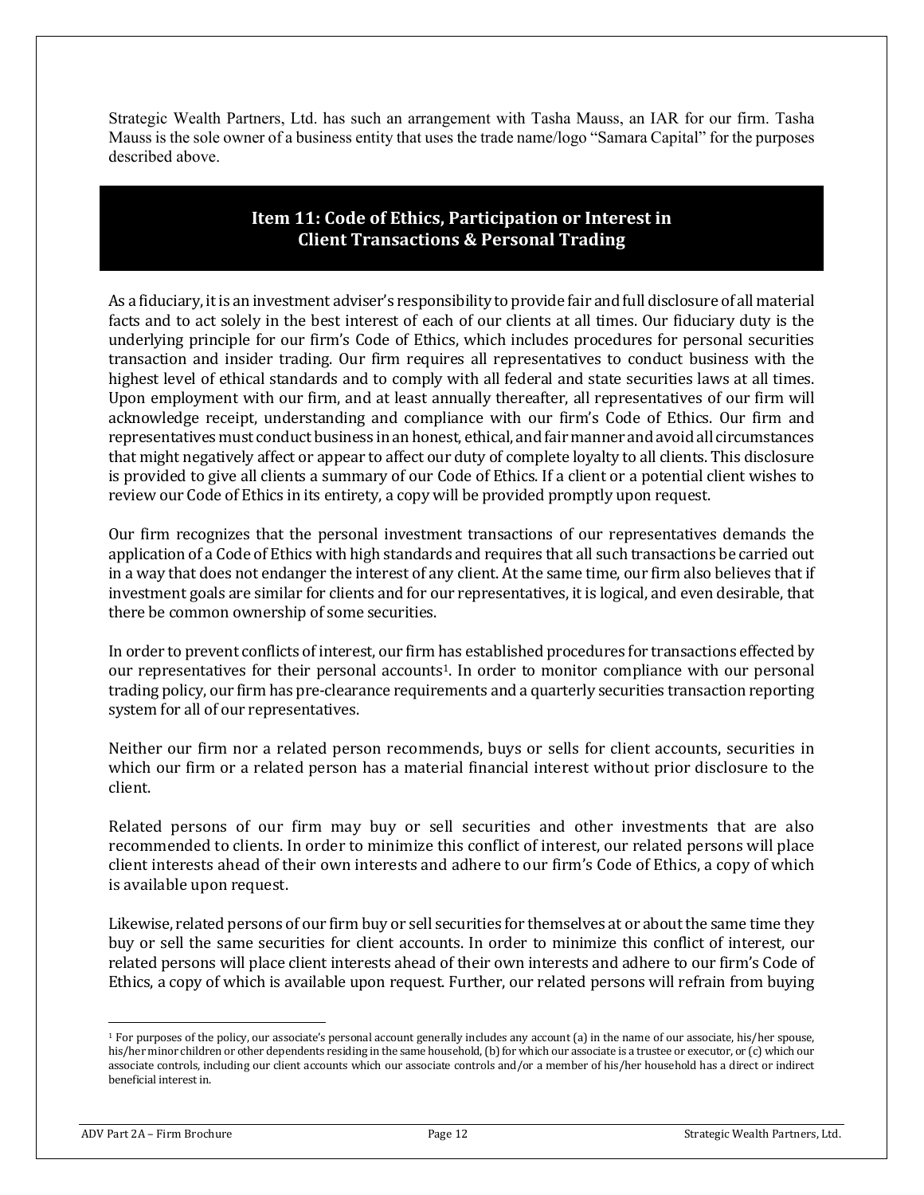Strategic Wealth Partners, Ltd. has such an arrangement with Tasha Mauss, an IAR for our firm. Tasha Mauss is the sole owner of a business entity that uses the trade name/logo "Samara Capital" for the purposes described above.

## Item 11: Code of Ethics, Participation or Interest in Client Transactions & Personal Trading

As a fiduciary, it is an investment adviser's responsibility to provide fair and full disclosure of all material facts and to act solely in the best interest of each of our clients at all times. Our fiduciary duty is the underlying principle for our firm's Code of Ethics, which includes procedures for personal securities transaction and insider trading. Our firm requires all representatives to conduct business with the highest level of ethical standards and to comply with all federal and state securities laws at all times. Upon employment with our firm, and at least annually thereafter, all representatives of our firm will acknowledge receipt, understanding and compliance with our firm's Code of Ethics. Our firm and representatives must conduct business in an honest, ethical, and fair manner and avoid all circumstances that might negatively affect or appear to affect our duty of complete loyalty to all clients. This disclosure is provided to give all clients a summary of our Code of Ethics. If a client or a potential client wishes to review our Code of Ethics in its entirety, a copy will be provided promptly upon request.

Our firm recognizes that the personal investment transactions of our representatives demands the application of a Code of Ethics with high standards and requires that all such transactions be carried out in a way that does not endanger the interest of any client. At the same time, our firm also believes that if investment goals are similar for clients and for our representatives, it is logical, and even desirable, that there be common ownership of some securities.

In order to prevent conflicts of interest, our firm has established procedures for transactions effected by our representatives for their personal accounts[1]. In order to monitor compliance with our personal trading policy, our firm has pre-clearance requirements and a quarterly securities transaction reporting system for all of our representatives.

Neither our firm nor a related person recommends, buys or sells for client accounts, securities in which our firm or a related person has a material financial interest without prior disclosure to the client.

Related persons of our firm may buy or sell securities and other investments that are also recommended to clients. In order to minimize this conflict of interest, our related persons will place client interests ahead of their own interests and adhere to our firm's Code of Ethics, a copy of which is available upon request.

Likewise, related persons of our firm buy or sell securities for themselves at or about the same time they buy or sell the same securities for client accounts. In order to minimize this conflict of interest, our related persons will place client interests ahead of their own interests and adhere to our firm's Code of Ethics, a copy of which is available upon request. Further, our related persons will refrain from buying

[1] For purposes of the policy, our associate's personal account generally includes any account (a) in the name of our associate, his/her spouse, his/her minor children or other dependents residing in the same household, (b) for which our associate is a trustee or executor, or (c) which our associate controls, including our client accounts which our associate controls and/or a member of his/her household has a direct or indirect beneficial interest in.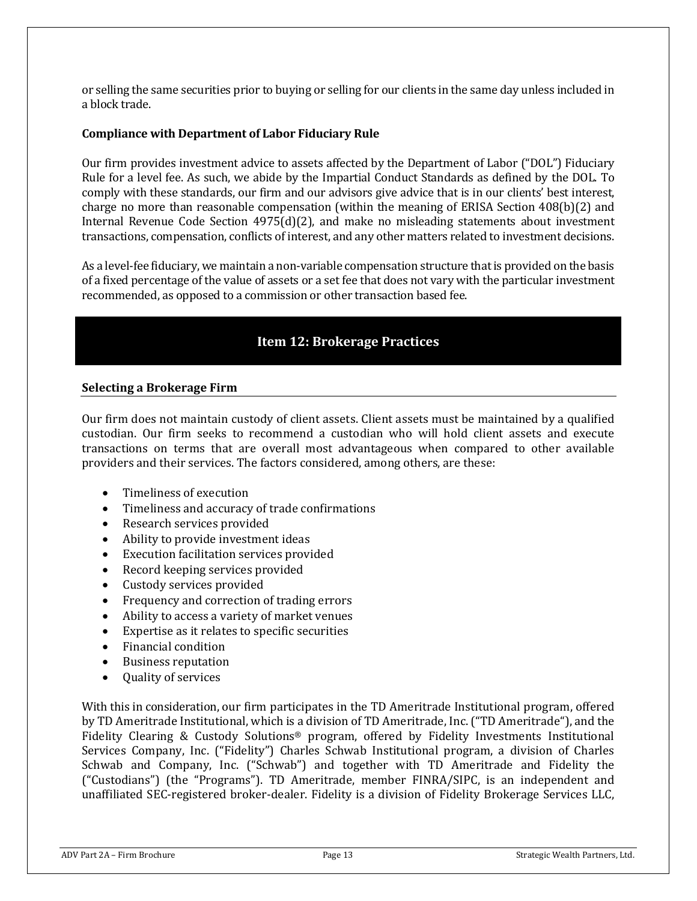or selling the same securities prior to buying or selling for our clients in the same day unless included in a block trade.

**Compliance with Department of Labor Fiduciary Rule**

Our firm provides investment advice to assets affected by the Department of Labor ("DOL") Fiduciary Rule for a level fee. As such, we abide by the Impartial Conduct Standards as defined by the DOL. To comply with these standards, our firm and our advisors give advice that is in our clients' best interest, charge no more than reasonable compensation (within the meaning of ERISA Section 408(b)(2) and Internal Revenue Code Section 4975(d)(2), and make no misleading statements about investment transactions, compensation, conflicts of interest, and any other matters related to investment decisions.

As a level-fee fiduciary, we maintain a non-variable compensation structure that is provided on the basis of a fixed percentage of the value of assets or a set fee that does not vary with the particular investment recommended, as opposed to a commission or other transaction based fee.

## Item 12: Brokerage Practices

### Selecting a Brokerage Firm

Our firm does not maintain custody of client assets. Client assets must be maintained by a qualified custodian. Our firm seeks to recommend a custodian who will hold client assets and execute transactions on terms that are overall most advantageous when compared to other available providers and their services. The factors considered, among others, are these:

- Timeliness of execution
- Timeliness and accuracy of trade confirmations
- Research services provided
- Ability to provide investment ideas
- Execution facilitation services provided
- Record keeping services provided
- Custody services provided
- Frequency and correction of trading errors
- Ability to access a variety of market venues
- Expertise as it relates to specific securities
- Financial condition
- Business reputation
- Quality of services

With this in consideration, our firm participates in the TD Ameritrade Institutional program, offered by TD Ameritrade Institutional, which is a division of TD Ameritrade, Inc. ("TD Ameritrade"), and the Fidelity Clearing & Custody Solutions® program, offered by Fidelity Investments Institutional Services Company, Inc. ("Fidelity") Charles Schwab Institutional program, a division of Charles Schwab and Company, Inc. ("Schwab") and together with TD Ameritrade and Fidelity the ("Custodians") (the "Programs"). TD Ameritrade, member FINRA/SIPC, is an independent and unaffiliated SEC-registered broker-dealer. Fidelity is a division of Fidelity Brokerage Services LLC,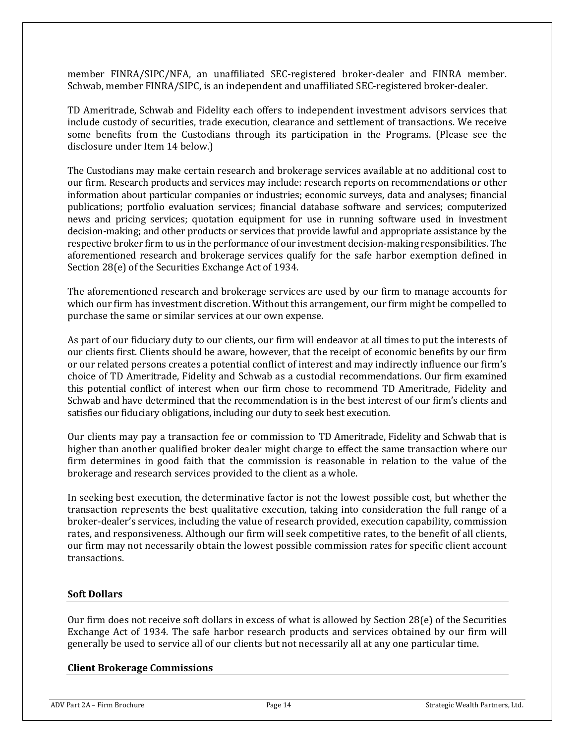member FINRA/SIPC/NFA, an unaffiliated SEC-registered broker-dealer and FINRA member. Schwab, member FINRA/SIPC, is an independent and unaffiliated SEC-registered broker-dealer.

TD Ameritrade, Schwab and Fidelity each offers to independent investment advisors services that include custody of securities, trade execution, clearance and settlement of transactions. We receive some benefits from the Custodians through its participation in the Programs. (Please see the disclosure under Item 14 below.)

The Custodians may make certain research and brokerage services available at no additional cost to our firm. Research products and services may include: research reports on recommendations or other information about particular companies or industries; economic surveys, data and analyses; financial publications; portfolio evaluation services; financial database software and services; computerized news and pricing services; quotation equipment for use in running software used in investment decision-making; and other products or services that provide lawful and appropriate assistance by the respective broker firm to us in the performance of our investment decision-making responsibilities. The aforementioned research and brokerage services qualify for the safe harbor exemption defined in Section 28(e) of the Securities Exchange Act of 1934.

The aforementioned research and brokerage services are used by our firm to manage accounts for which our firm has investment discretion. Without this arrangement, our firm might be compelled to purchase the same or similar services at our own expense.

As part of our fiduciary duty to our clients, our firm will endeavor at all times to put the interests of our clients first. Clients should be aware, however, that the receipt of economic benefits by our firm or our related persons creates a potential conflict of interest and may indirectly influence our firm's choice of TD Ameritrade, Fidelity and Schwab as a custodial recommendations. Our firm examined this potential conflict of interest when our firm chose to recommend TD Ameritrade, Fidelity and Schwab and have determined that the recommendation is in the best interest of our firm's clients and satisfies our fiduciary obligations, including our duty to seek best execution.

Our clients may pay a transaction fee or commission to TD Ameritrade, Fidelity and Schwab that is higher than another qualified broker dealer might charge to effect the same transaction where our firm determines in good faith that the commission is reasonable in relation to the value of the brokerage and research services provided to the client as a whole.

In seeking best execution, the determinative factor is not the lowest possible cost, but whether the transaction represents the best qualitative execution, taking into consideration the full range of a broker-dealer's services, including the value of research provided, execution capability, commission rates, and responsiveness. Although our firm will seek competitive rates, to the benefit of all clients, our firm may not necessarily obtain the lowest possible commission rates for specific client account transactions.

**Soft Dollars**

Our firm does not receive soft dollars in excess of what is allowed by Section 28(e) of the Securities Exchange Act of 1934. The safe harbor research products and services obtained by our firm will generally be used to service all of our clients but not necessarily all at any one particular time.

**Client Brokerage Commissions**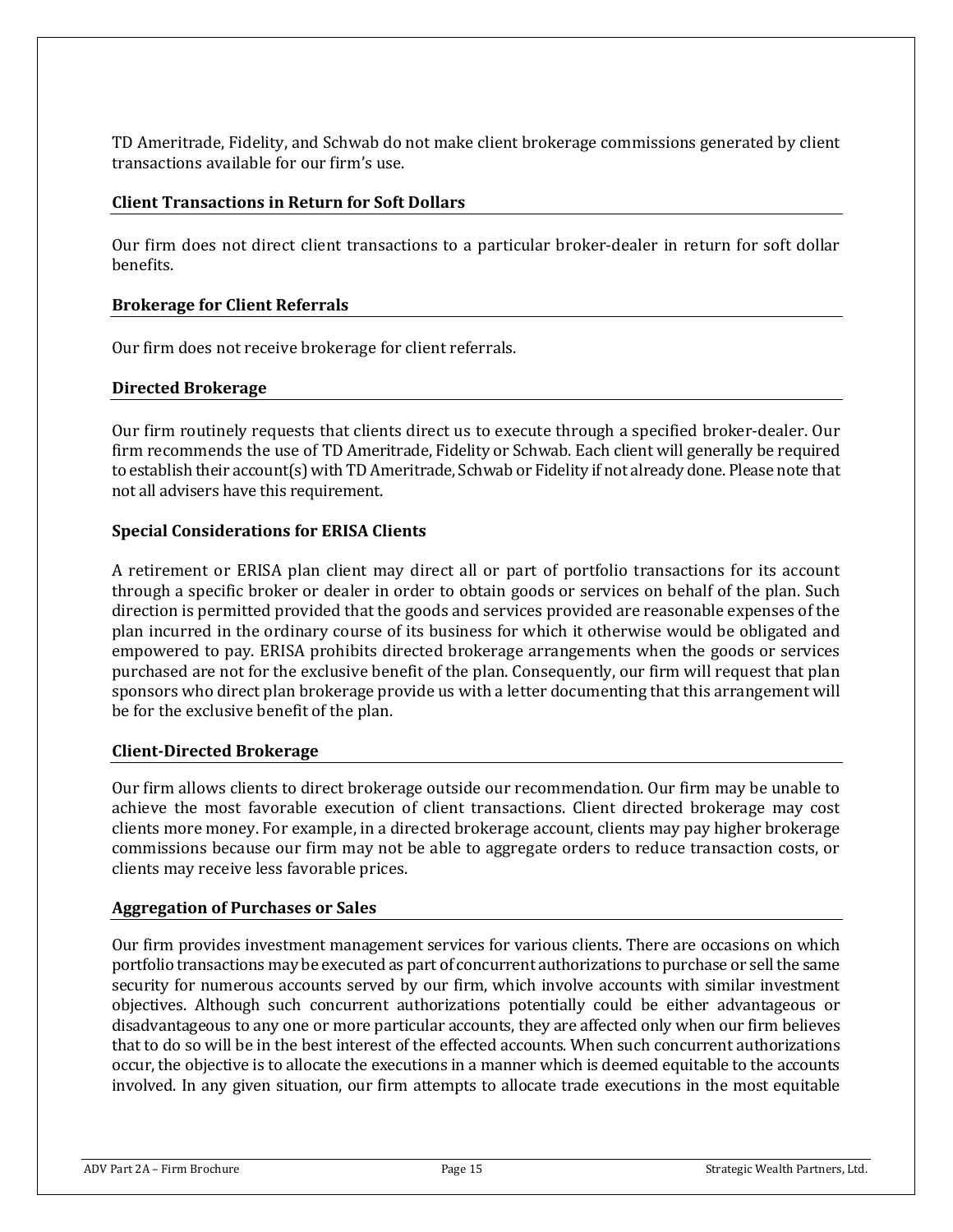TD Ameritrade, Fidelity, and Schwab do not make client brokerage commissions generated by client transactions available for our firm's use.

### Client Transactions in Return for Soft Dollars

Our firm does not direct client transactions to a particular broker-dealer in return for soft dollar benefits.

### Brokerage for Client Referrals

Our firm does not receive brokerage for client referrals.

### Directed Brokerage

Our firm routinely requests that clients direct us to execute through a specified broker-dealer. Our firm recommends the use of TD Ameritrade, Fidelity or Schwab. Each client will generally be required to establish their account(s) with TD Ameritrade, Schwab or Fidelity if not already done. Please note that not all advisers have this requirement.

### Special Considerations for ERISA Clients

A retirement or ERISA plan client may direct all or part of portfolio transactions for its account through a specific broker or dealer in order to obtain goods or services on behalf of the plan. Such direction is permitted provided that the goods and services provided are reasonable expenses of the plan incurred in the ordinary course of its business for which it otherwise would be obligated and empowered to pay. ERISA prohibits directed brokerage arrangements when the goods or services purchased are not for the exclusive benefit of the plan. Consequently, our firm will request that plan sponsors who direct plan brokerage provide us with a letter documenting that this arrangement will be for the exclusive benefit of the plan.

### Client-Directed Brokerage

Our firm allows clients to direct brokerage outside our recommendation. Our firm may be unable to achieve the most favorable execution of client transactions. Client directed brokerage may cost clients more money. For example, in a directed brokerage account, clients may pay higher brokerage commissions because our firm may not be able to aggregate orders to reduce transaction costs, or clients may receive less favorable prices.

### Aggregation of Purchases or Sales

Our firm provides investment management services for various clients. There are occasions on which portfolio transactions may be executed as part of concurrent authorizations to purchase or sell the same security for numerous accounts served by our firm, which involve accounts with similar investment objectives. Although such concurrent authorizations potentially could be either advantageous or disadvantageous to any one or more particular accounts, they are affected only when our firm believes that to do so will be in the best interest of the effected accounts. When such concurrent authorizations occur, the objective is to allocate the executions in a manner which is deemed equitable to the accounts involved. In any given situation, our firm attempts to allocate trade executions in the most equitable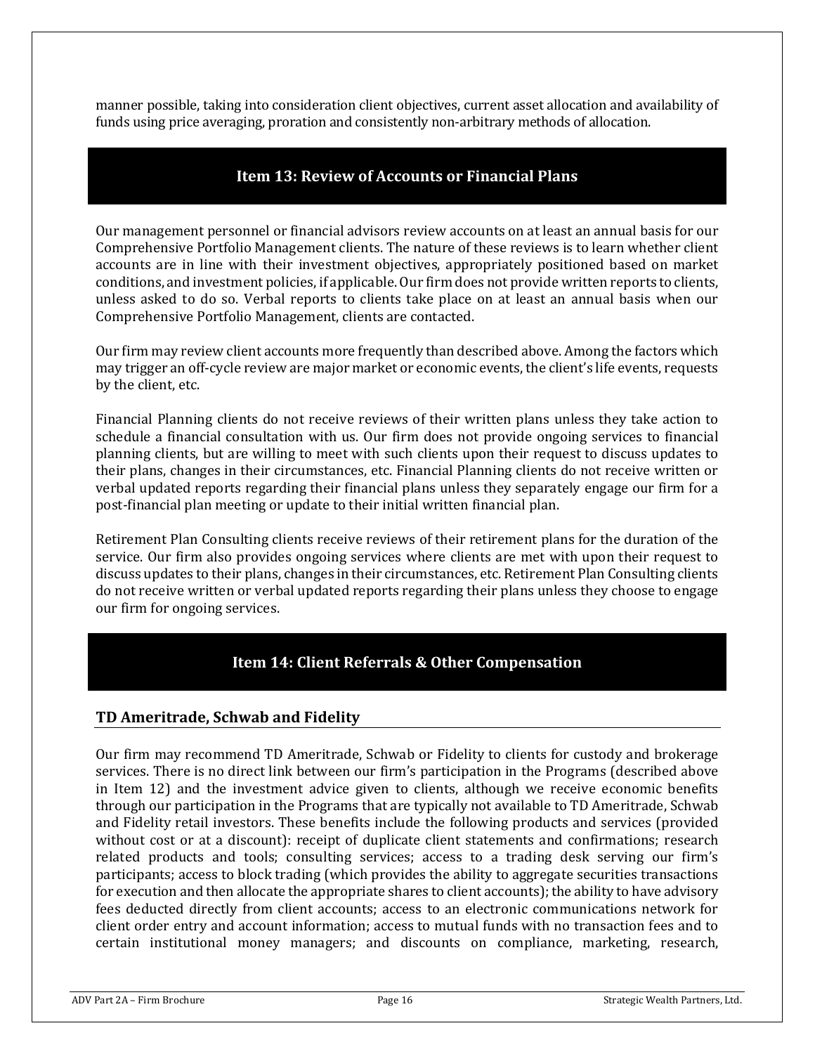manner possible, taking into consideration client objectives, current asset allocation and availability of funds using price averaging, proration and consistently non-arbitrary methods of allocation.

## Item 13: Review of Accounts or Financial Plans

Our management personnel or financial advisors review accounts on at least an annual basis for our Comprehensive Portfolio Management clients. The nature of these reviews is to learn whether client accounts are in line with their investment objectives, appropriately positioned based on market conditions, and investment policies, if applicable. Our firm does not provide written reports to clients, unless asked to do so. Verbal reports to clients take place on at least an annual basis when our Comprehensive Portfolio Management, clients are contacted.

Our firm may review client accounts more frequently than described above. Among the factors which may trigger an off-cycle review are major market or economic events, the client's life events, requests by the client, etc.

Financial Planning clients do not receive reviews of their written plans unless they take action to schedule a financial consultation with us. Our firm does not provide ongoing services to financial planning clients, but are willing to meet with such clients upon their request to discuss updates to their plans, changes in their circumstances, etc. Financial Planning clients do not receive written or verbal updated reports regarding their financial plans unless they separately engage our firm for a post-financial plan meeting or update to their initial written financial plan.

Retirement Plan Consulting clients receive reviews of their retirement plans for the duration of the service. Our firm also provides ongoing services where clients are met with upon their request to discuss updates to their plans, changes in their circumstances, etc. Retirement Plan Consulting clients do not receive written or verbal updated reports regarding their plans unless they choose to engage our firm for ongoing services.

## Item 14: Client Referrals & Other Compensation

### TD Ameritrade, Schwab and Fidelity

Our firm may recommend TD Ameritrade, Schwab or Fidelity to clients for custody and brokerage services. There is no direct link between our firm's participation in the Programs (described above in Item 12) and the investment advice given to clients, although we receive economic benefits through our participation in the Programs that are typically not available to TD Ameritrade, Schwab and Fidelity retail investors. These benefits include the following products and services (provided without cost or at a discount): receipt of duplicate client statements and confirmations; research related products and tools; consulting services; access to a trading desk serving our firm's participants; access to block trading (which provides the ability to aggregate securities transactions for execution and then allocate the appropriate shares to client accounts); the ability to have advisory fees deducted directly from client accounts; access to an electronic communications network for client order entry and account information; access to mutual funds with no transaction fees and to certain institutional money managers; and discounts on compliance, marketing, research,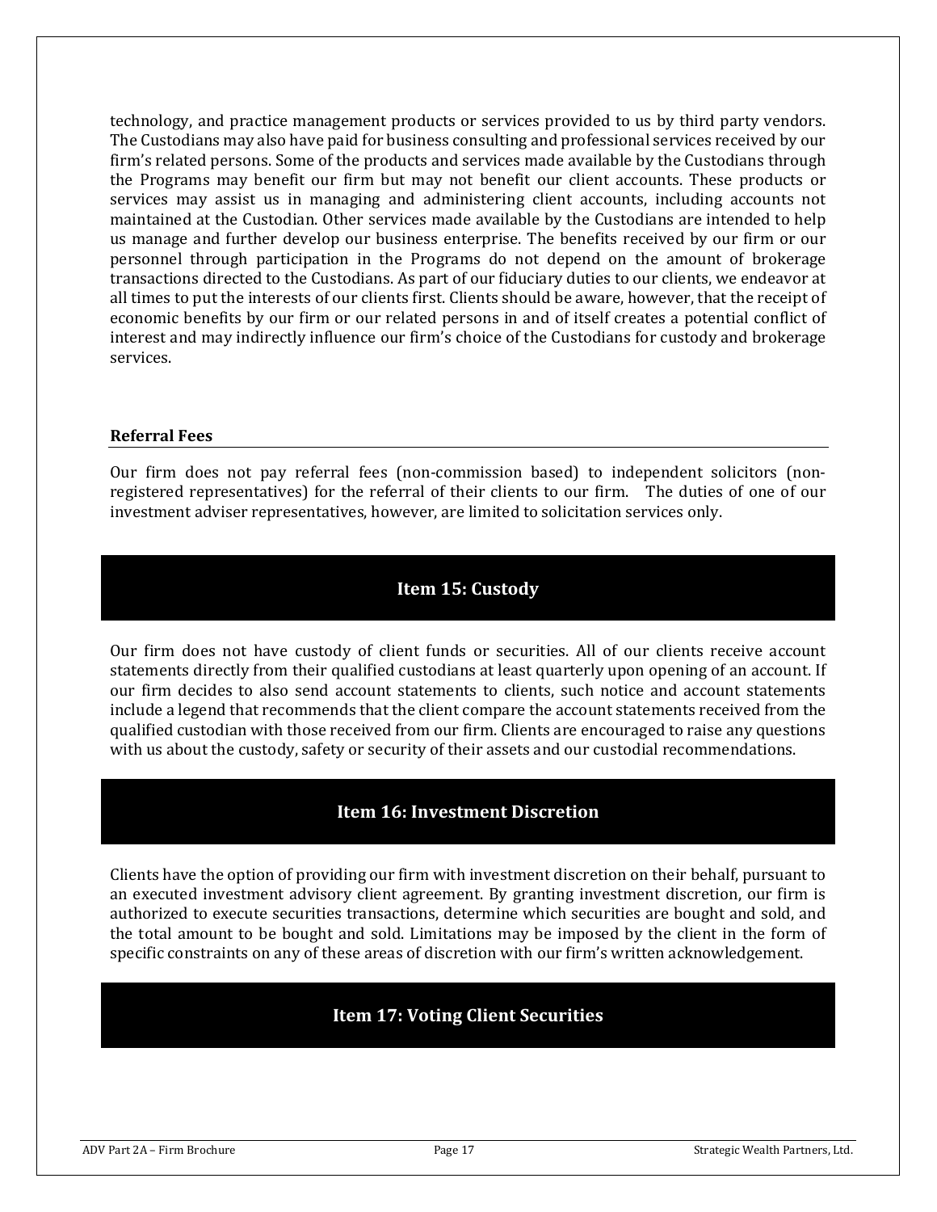technology, and practice management products or services provided to us by third party vendors. The Custodians may also have paid for business consulting and professional services received by our firm's related persons. Some of the products and services made available by the Custodians through the Programs may benefit our firm but may not benefit our client accounts. These products or services may assist us in managing and administering client accounts, including accounts not maintained at the Custodian. Other services made available by the Custodians are intended to help us manage and further develop our business enterprise. The benefits received by our firm or our personnel through participation in the Programs do not depend on the amount of brokerage transactions directed to the Custodians. As part of our fiduciary duties to our clients, we endeavor at all times to put the interests of our clients first. Clients should be aware, however, that the receipt of economic benefits by our firm or our related persons in and of itself creates a potential conflict of interest and may indirectly influence our firm's choice of the Custodians for custody and brokerage services.

### Referral Fees

Our firm does not pay referral fees (non-commission based) to independent solicitors (non-registered representatives) for the referral of their clients to our firm. The duties of one of our investment adviser representatives, however, are limited to solicitation services only.

## Item 15: Custody

Our firm does not have custody of client funds or securities. All of our clients receive account statements directly from their qualified custodians at least quarterly upon opening of an account. If our firm decides to also send account statements to clients, such notice and account statements include a legend that recommends that the client compare the account statements received from the qualified custodian with those received from our firm. Clients are encouraged to raise any questions with us about the custody, safety or security of their assets and our custodial recommendations.

## Item 16: Investment Discretion

Clients have the option of providing our firm with investment discretion on their behalf, pursuant to an executed investment advisory client agreement. By granting investment discretion, our firm is authorized to execute securities transactions, determine which securities are bought and sold, and the total amount to be bought and sold. Limitations may be imposed by the client in the form of specific constraints on any of these areas of discretion with our firm's written acknowledgement.

## Item 17: Voting Client Securities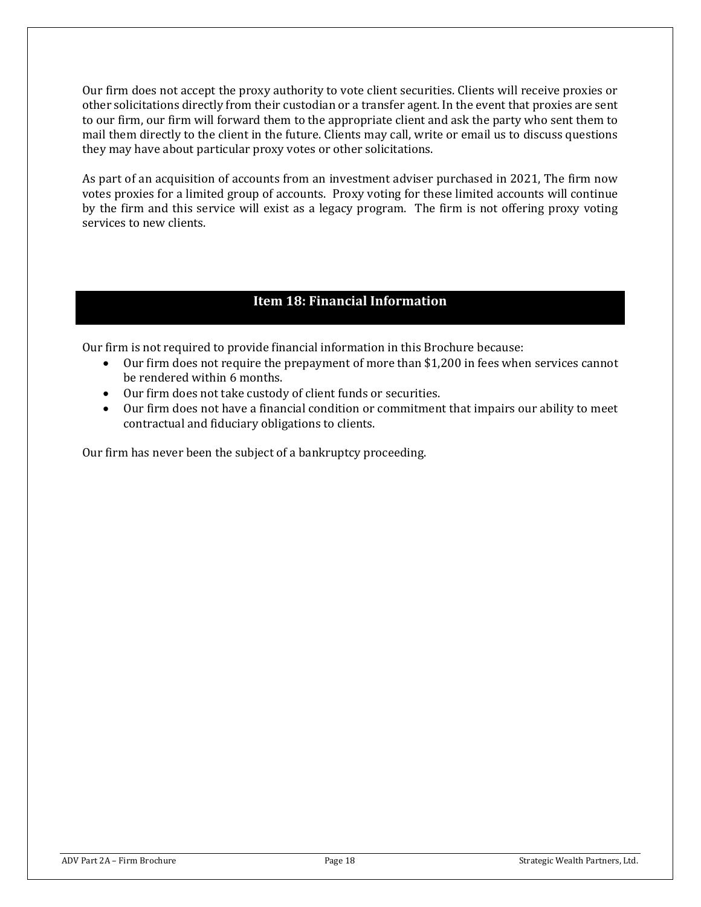Our firm does not accept the proxy authority to vote client securities. Clients will receive proxies or other solicitations directly from their custodian or a transfer agent. In the event that proxies are sent to our firm, our firm will forward them to the appropriate client and ask the party who sent them to mail them directly to the client in the future. Clients may call, write or email us to discuss questions they may have about particular proxy votes or other solicitations.

As part of an acquisition of accounts from an investment adviser purchased in 2021, The firm now votes proxies for a limited group of accounts. Proxy voting for these limited accounts will continue by the firm and this service will exist as a legacy program. The firm is not offering proxy voting services to new clients.

## Item 18: Financial Information

Our firm is not required to provide financial information in this Brochure because:

- Our firm does not require the prepayment of more than $1,200 in fees when services cannot be rendered within 6 months.
- Our firm does not take custody of client funds or securities.
- Our firm does not have a financial condition or commitment that impairs our ability to meet contractual and fiduciary obligations to clients.

Our firm has never been the subject of a bankruptcy proceeding.